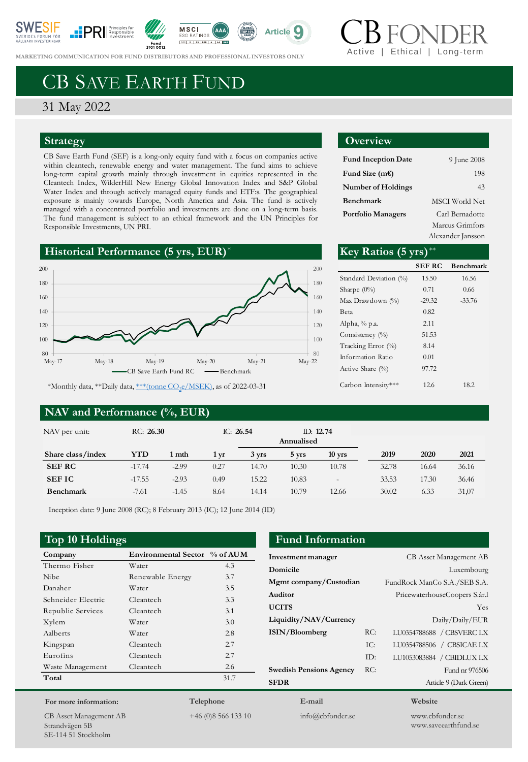MARKETING COMMUNICATION FOR FUND DISTRIBUTORS AND PROFESSIONAL INVESTORS ONLY

CB FONDER
Active | Ethical | Long-term

# CB Save Earth Fund

31 May 2022

## Strategy

CB Save Earth Fund (SEF) is a long-only equity fund with a focus on companies active within cleantech, renewable energy and water management. The fund aims to achieve long-term capital growth mainly through investment in equities represented in the Cleantech Index, WilderHill New Energy Global Innovation Index and S&P Global Water Index and through actively managed equity funds and ETF:s. The geographical exposure is mainly towards Europe, North America and Asia. The fund is actively managed with a concentrated portfolio and investments are done on a long-term basis. The fund management is subject to an ethical framework and the UN Principles for Responsible Investments, UN PRI.

## Overview

| | |
|---|---|
| **Fund Inception Date** | 9 June 2008 |
| **Fund Size (m€)** | 198 |
| **Number of Holdings** | 43 |
| **Benchmark** | MSCI World Net |
| **Portfolio Managers** | Carl Bernadotte |
| | Marcus Grimfors |
| | Alexander Jansson |

## Historical Performance (5 yrs, EUR)*

200
180
160
140
120
100
80
May-17 May-18 May-19 May-20 May-21 May-22
CB Save Earth Fund RC — Benchmark

*Monthly data, **Daily data, ***(tonne $CO_2e$/MSEK), as of 2022-03-31

## Key Ratios (5 yrs)**

| | SEF RC | Benchmark |
|---|---|---|
| Standard Deviation (%) | 15.50 | 16.56 |
| Sharpe (0%) | 0.71 | 0.66 |
| Max Drawdown (%) | -29.32 | -33.76 |
| Beta | 0.82 | |
| Alpha, % p.a. | 2.11 | |
| Consistency (%) | 51.53 | |
| Tracking Error (%) | 8.14 | |
| Information Ratio | 0.01 | |
| Active Share (%) | 97.72 | |
| Carbon Intensity*** | 12.6 | 18.2 |

## NAV and Performance (%, EUR)

NAV per unit: RC: **26.30** IC: **26.54** ID: **12.74**

| Share class/index | YTD | 1 mth | 1 yr | 3 yrs (Annualised) | 5 yrs (Annualised) | 10 yrs (Annualised) | 2019 | 2020 | 2021 |
|---|---|---|---|---|---|---|---|---|---|
| **SEF RC** | -17.74 | -2.99 | 0.27 | 14.70 | 10.30 | 10.78 | 32.78 | 16.64 | 36.16 |
| **SEF IC** | -17.55 | -2.93 | 0.49 | 15.22 | 10.83 | - | 33.53 | 17.30 | 36.46 |
| **Benchmark** | -7.61 | -1.45 | 8.64 | 14.14 | 10.79 | 12.66 | 30.02 | 6.33 | 31,07 |

Inception date: 9 June 2008 (RC); 8 February 2013 (IC); 12 June 2014 (ID)

## Top 10 Holdings

| Company | Environmental Sector | % of AUM |
|---|---|---|
| Thermo Fisher | Water | 4.3 |
| Nibe | Renewable Energy | 3.7 |
| Danaher | Water | 3.5 |
| Schneider Electric | Cleantech | 3.3 |
| Republic Services | Cleantech | 3.1 |
| Xylem | Water | 3.0 |
| Aalberts | Water | 2.8 |
| Kingspan | Cleantech | 2.7 |
| Eurofins | Cleantech | 2.7 |
| Waste Management | Cleantech | 2.6 |
| **Total** | | 31.7 |

## Fund Information

| | | |
|---|---|---|
| **Investment manager** | | CB Asset Management AB |
| **Domicile** | | Luxembourg |
| **Mgmt company/Custodian** | | FundRock ManCo S.A./SEB S.A. |
| **Auditor** | | PricewaterhouseCoopers S.àr.l |
| **UCITS** | | Yes |
| **Liquidity/NAV/Currency** | | Daily/Daily/EUR |
| **ISIN/Bloomberg** | RC: | LU0354788688 / CBSVERC LX |
| | IC: | LU0354788506 / CBSICAE LX |
| | ID: | LU1053083884 / CBIDLUX LX |
| **Swedish Pensions Agency** | RC: | Fund nr 976506 |
| **SFDR** | | Article 9 (Dark Green) |

**For more information:**
CB Asset Management AB
Strandvägen 5B
SE-114 51 Stockholm

**Telephone**
+46 (0)8 566 133 10

**E-mail**
info@cbfonder.se

**Website**
www.cbfonder.se
www.saveearthfund.se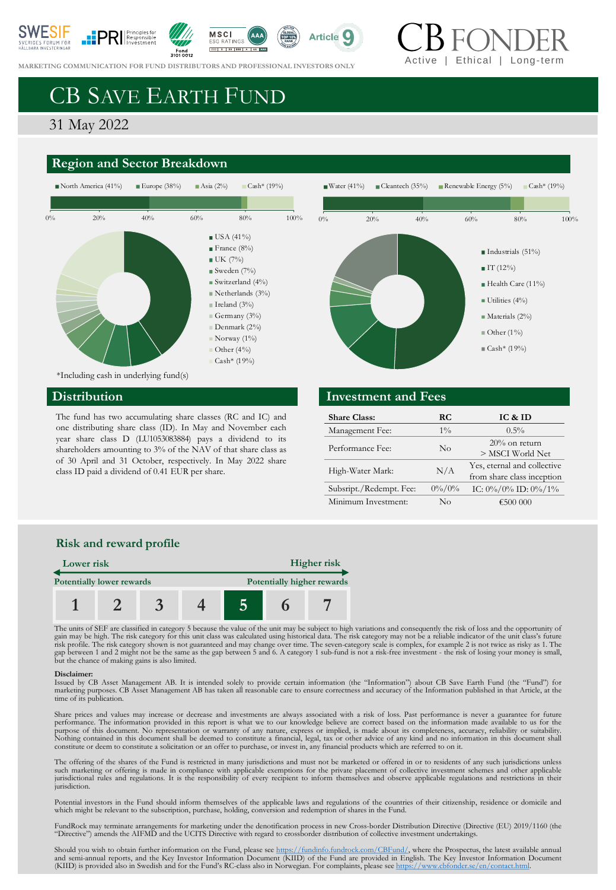MARKETING COMMUNICATION FOR FUND DISTRIBUTORS AND PROFESSIONAL INVESTORS ONLY

CB FONDER
Active | Ethical | Long-term

# CB Save Earth Fund

31 May 2022

## Region and Sector Breakdown

North America (41%) Europe (38%) Asia (2%) Cash* (19%)

0% 20% 40% 60% 80% 100%

USA (41%)
France (8%)
UK (7%)
Sweden (7%)
Switzerland (4%)
Netherlands (3%)
Ireland (3%)
Germany (3%)
Denmark (2%)
Norway (1%)
Other (4%)
Cash* (19%)

Water (41%) Cleantech (35%) Renewable Energy (5%) Cash* (19%)

0% 20% 40% 60% 80% 100%

Industrials (51%)
IT (12%)
Health Care (11%)
Utilities (4%)
Materials (2%)
Other (1%)
Cash* (19%)

*Including cash in underlying fund(s)

## Distribution

The fund has two accumulating share classes (RC and IC) and one distributing share class (ID). In May and November each year share class D (LU1053083884) pays a dividend to its shareholders amounting to 3% of the NAV of that share class as of 30 April and 31 October, respectively. In May 2022 share class ID paid a dividend of 0.41 EUR per share.

## Investment and Fees

| Share Class: | RC | IC & ID |
|---|---|---|
| Management Fee: | 1% | 0.5% |
| Performance Fee: | No | 20% on return > MSCI World Net |
| High-Water Mark: | N/A | Yes, eternal and collective from share class inception |
| Subsript./Redempt. Fee: | 0%/0% | IC: 0%/0% ID: 0%/1% |
| Minimum Investment: | No | €500 000 |

## Risk and reward profile

Lower risk — Higher risk

Potentially lower rewards — Potentially higher rewards

1 2 3 4 **5** 6 7

The units of SEF are classified in category 5 because the value of the unit may be subject to high variations and consequently the risk of loss and the opportunity of gain may be high. The risk category for this unit class was calculated using historical data. The risk category may not be a reliable indicator of the unit class's future risk profile. The risk category shown is not guaranteed and may change over time. The seven-category scale is complex, for example 2 is not twice as risky as 1. The gap between 1 and 2 might not be the same as the gap between 5 and 6. A category 1 sub-fund is not a risk-free investment - the risk of losing your money is small, but the chance of making gains is also limited.

**Disclaimer:**
Issued by CB Asset Management AB. It is intended solely to provide certain information (the "Information") about CB Save Earth Fund (the "Fund") for marketing purposes. CB Asset Management AB has taken all reasonable care to ensure correctness and accuracy of the Information published in that Article, at the time of its publication.

Share prices and values may increase or decrease and investments are always associated with a risk of loss. Past performance is never a guarantee for future performance. The information provided in this report is what we to our knowledge believe are correct based on the information made available to us for the purpose of this document. No representation or warranty of any nature, express or implied, is made about its completeness, accuracy, reliability or suitability. Nothing contained in this document shall be deemed to constitute a financial, legal, tax or other advice of any kind and no information in this document shall constitute or deem to constitute a solicitation or an offer to purchase, or invest in, any financial products which are referred to on it.

The offering of the shares of the Fund is restricted in many jurisdictions and must not be marketed or offered in or to residents of any such jurisdictions unless such marketing or offering is made in compliance with applicable exemptions for the private placement of collective investment schemes and other applicable jurisdictional rules and regulations. It is the responsibility of every recipient to inform themselves and observe applicable regulations and restrictions in their jurisdiction.

Potential investors in the Fund should inform themselves of the applicable laws and regulations of the countries of their citizenship, residence or domicile and which might be relevant to the subscription, purchase, holding, conversion and redemption of shares in the Fund.

FundRock may terminate arrangements for marketing under the denotification process in new Cross-border Distribution Directive (Directive (EU) 2019/1160 (the "Directive") amends the AIFMD and the UCITS Directive with regard to crossborder distribution of collective investment undertakings.

Should you wish to obtain further information on the Fund, please see https://fundinfo.fundrock.com/CBFund/, where the Prospectus, the latest available annual and semi-annual reports, and the Key Investor Information Document (KIID) of the Fund are provided in English. The Key Investor Information Document (KIID) is provided also in Swedish and for the Fund's RC-class also in Norwegian. For complaints, please see https://www.cbfonder.se/en/contact.html.